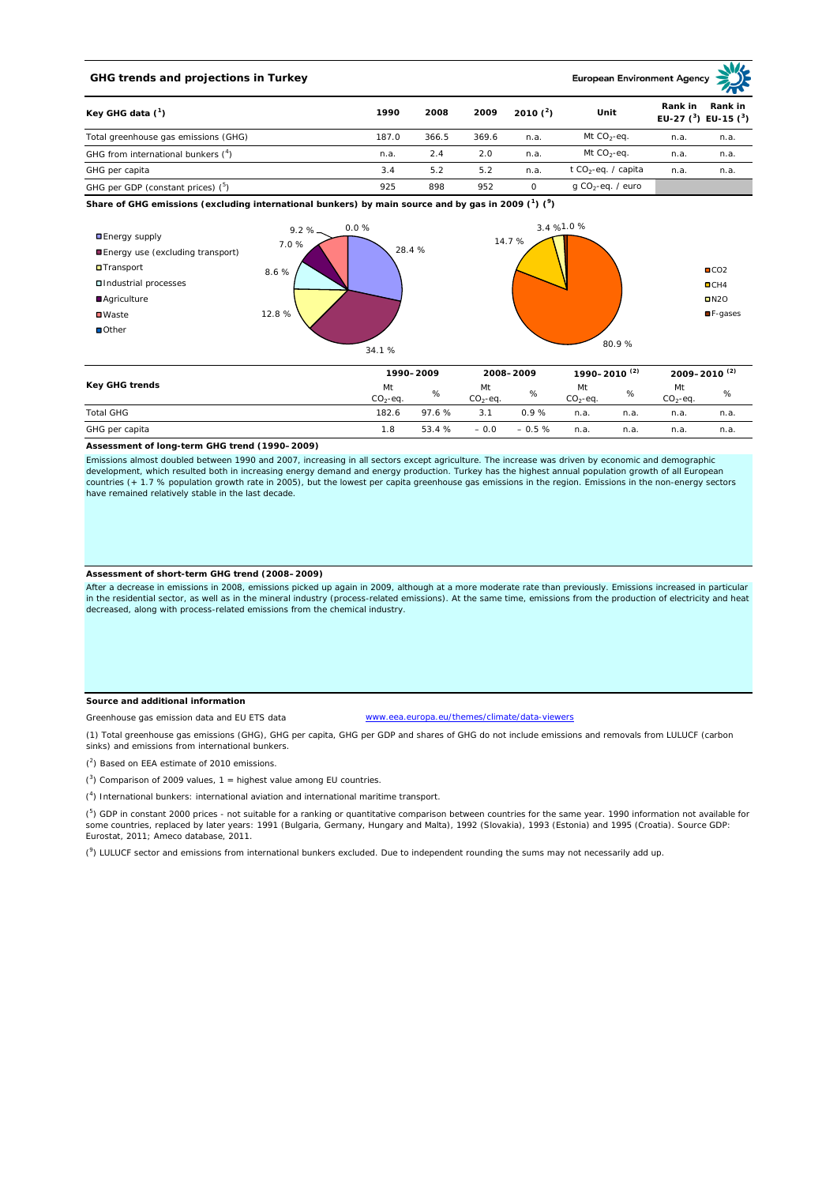## GHG trends and projections in Turkey

European Environment Agency

| Key GHG data [1] | 1990 | 2008 | 2009 | 2010 [2] | Unit | Rank in EU-27 [3] | Rank in EU-15 [3] |
|---|---|---|---|---|---|---|---|
| Total greenhouse gas emissions (GHG) | 187.0 | 366.5 | 369.6 | n.a. | Mt $CO_2$-eq. | n.a. | n.a. |
| GHG from international bunkers [4] | n.a. | 2.4 | 2.0 | n.a. | Mt $CO_2$-eq. | n.a. | n.a. |
| GHG per capita | 3.4 | 5.2 | 5.2 | n.a. | t $CO_2$-eq. / capita | n.a. | n.a. |
| GHG per GDP (constant prices) [5] | 925 | 898 | 952 | 0 | g $CO_2$-eq. / euro | | |

**Share of GHG emissions (excluding international bunkers) by main source and by gas in 2009 [1] [9]**

By main source: Energy supply 28.4 %; Energy use (excluding transport) 34.1 %; Transport 12.8 %; Industrial processes 8.6 %; Agriculture 7.0 %; Waste 9.2 %; Other 0.0 %

By gas: $CO_2$ 80.9 %; $CH_4$ 14.7 %; $N_2O$ 3.4 %; F-gases 1.0 %

| Key GHG trends | 1990–2009 | | 2008–2009 | | 1990–2010 [2] | | 2009–2010 [2] | |
|---|---|---|---|---|---|---|---|---|
| | Mt $CO_2$-eq. | % | Mt $CO_2$-eq. | % | Mt $CO_2$-eq. | % | Mt $CO_2$-eq. | % |
| Total GHG | 182.6 | 97.6 % | 3.1 | 0.9 % | n.a. | n.a. | n.a. | n.a. |
| GHG per capita | 1.8 | 53.4 % | – 0.0 | – 0.5 % | n.a. | n.a. | n.a. | n.a. |

**Assessment of long-term GHG trend (1990–2009)**

Emissions almost doubled between 1990 and 2007, increasing in all sectors except agriculture. The increase was driven by economic and demographic development, which resulted both in increasing energy demand and energy production. Turkey has the highest annual population growth of all European countries (+ 1.7 % population growth rate in 2005), but the lowest per capita greenhouse gas emissions in the region. Emissions in the non-energy sectors have remained relatively stable in the last decade.

**Assessment of short-term GHG trend (2008–2009)**

After a decrease in emissions in 2008, emissions picked up again in 2009, although at a more moderate rate than previously. Emissions increased in particular in the residential sector, as well as in the mineral industry (process-related emissions). At the same time, emissions from the production of electricity and heat decreased, along with process-related emissions from the chemical industry.

**Source and additional information**

Greenhouse gas emission data and EU ETS data www.eea.europa.eu/themes/climate/data-viewers

(1) Total greenhouse gas emissions (GHG), GHG per capita, GHG per GDP and shares of GHG do not include emissions and removals from LULUCF (carbon sinks) and emissions from international bunkers.

(2) Based on EEA estimate of 2010 emissions.

(3) Comparison of 2009 values, 1 = highest value among EU countries.

(4) International bunkers: international aviation and international maritime transport.

(5) GDP in constant 2000 prices - not suitable for a ranking or quantitative comparison between countries for the same year. 1990 information not available for some countries, replaced by later years: 1991 (Bulgaria, Germany, Hungary and Malta), 1992 (Slovakia), 1993 (Estonia) and 1995 (Croatia). Source GDP: Eurostat, 2011; Ameco database, 2011.

(9) LULUCF sector and emissions from international bunkers excluded. Due to independent rounding the sums may not necessarily add up.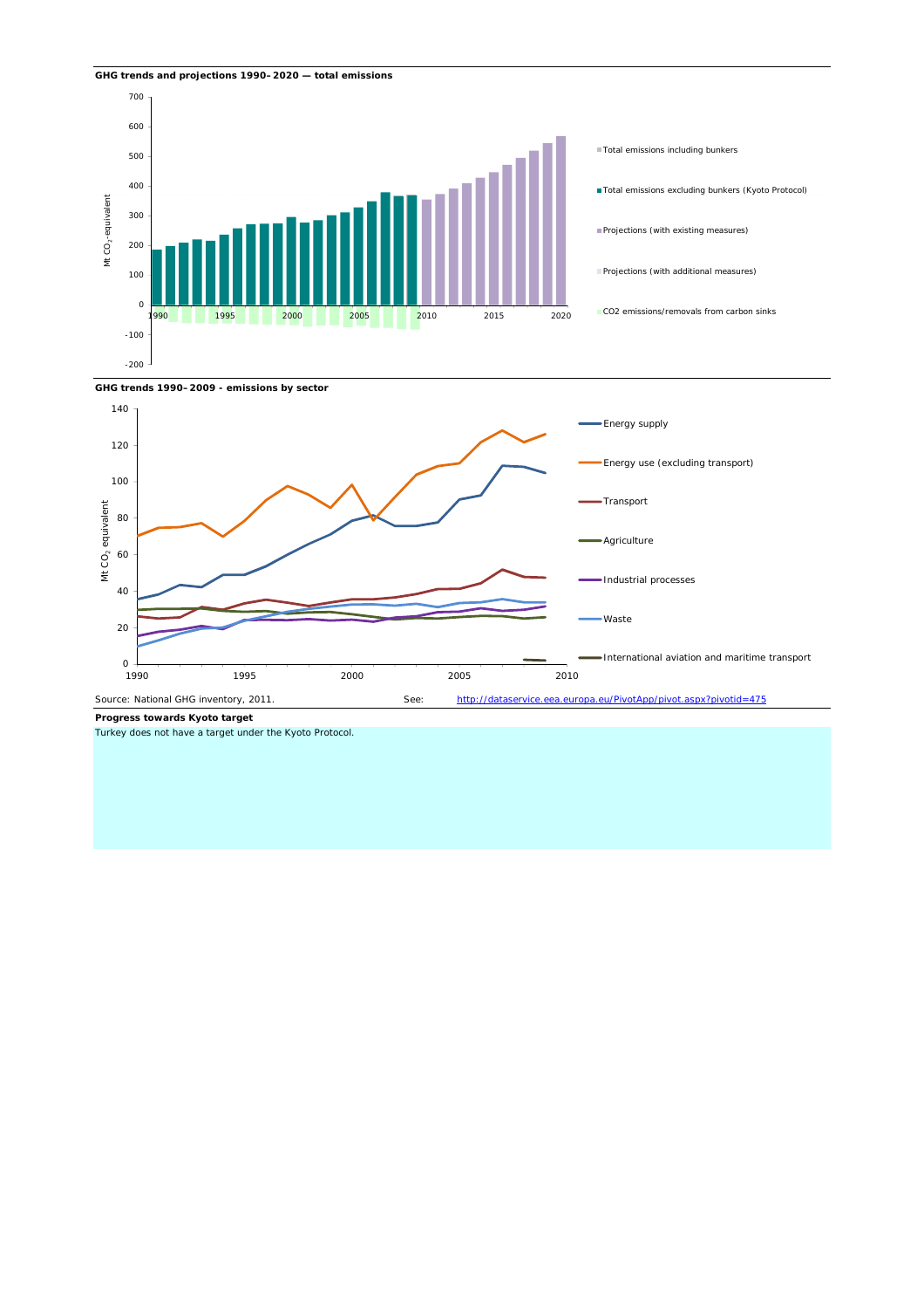**GHG trends and projections 1990–2020 — total emissions**

700
600
500
400
300
200
100
0
-100
-200

Mt $CO_2$-equivalent

1990
1995
2000
2005
2010
2015
2020

Total emissions including bunkers

Total emissions excluding bunkers (Kyoto Protocol)

Projections (with existing measures)

Projections (with additional measures)

CO2 emissions/removals from carbon sinks

**GHG trends 1990–2009 - emissions by sector**

140
120
100
80
60
40
20
0

Mt $CO_2$ equivalent

1990
1995
2000
2005
2010

Energy supply

Energy use (excluding transport)

Transport

Agriculture

Industrial processes

Waste

International aviation and maritime transport

Source: National GHG inventory, 2011.

See: http://dataservice.eea.europa.eu/PivotApp/pivot.aspx?pivotid=475

**Progress towards Kyoto target**

Turkey does not have a target under the Kyoto Protocol.